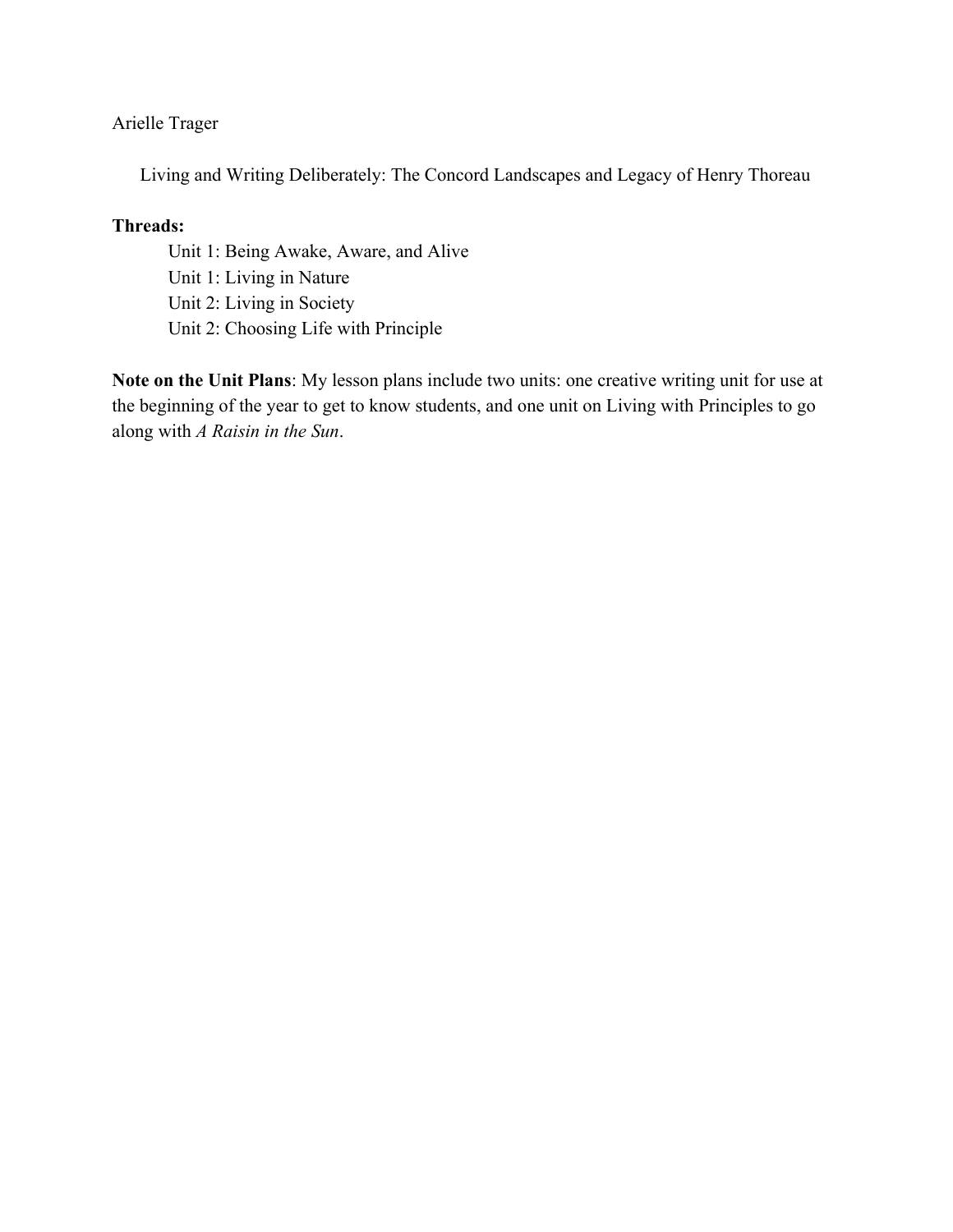Arielle Trager

Living and Writing Deliberately: The Concord Landscapes and Legacy of Henry Thoreau

**Threads:**

- Unit 1: Being Awake, Aware, and Alive
- Unit 1: Living in Nature
- Unit 2: Living in Society
- Unit 2: Choosing Life with Principle

**Note on the Unit Plans**: My lesson plans include two units: one creative writing unit for use at the beginning of the year to get to know students, and one unit on Living with Principles to go along with *A Raisin in the Sun*.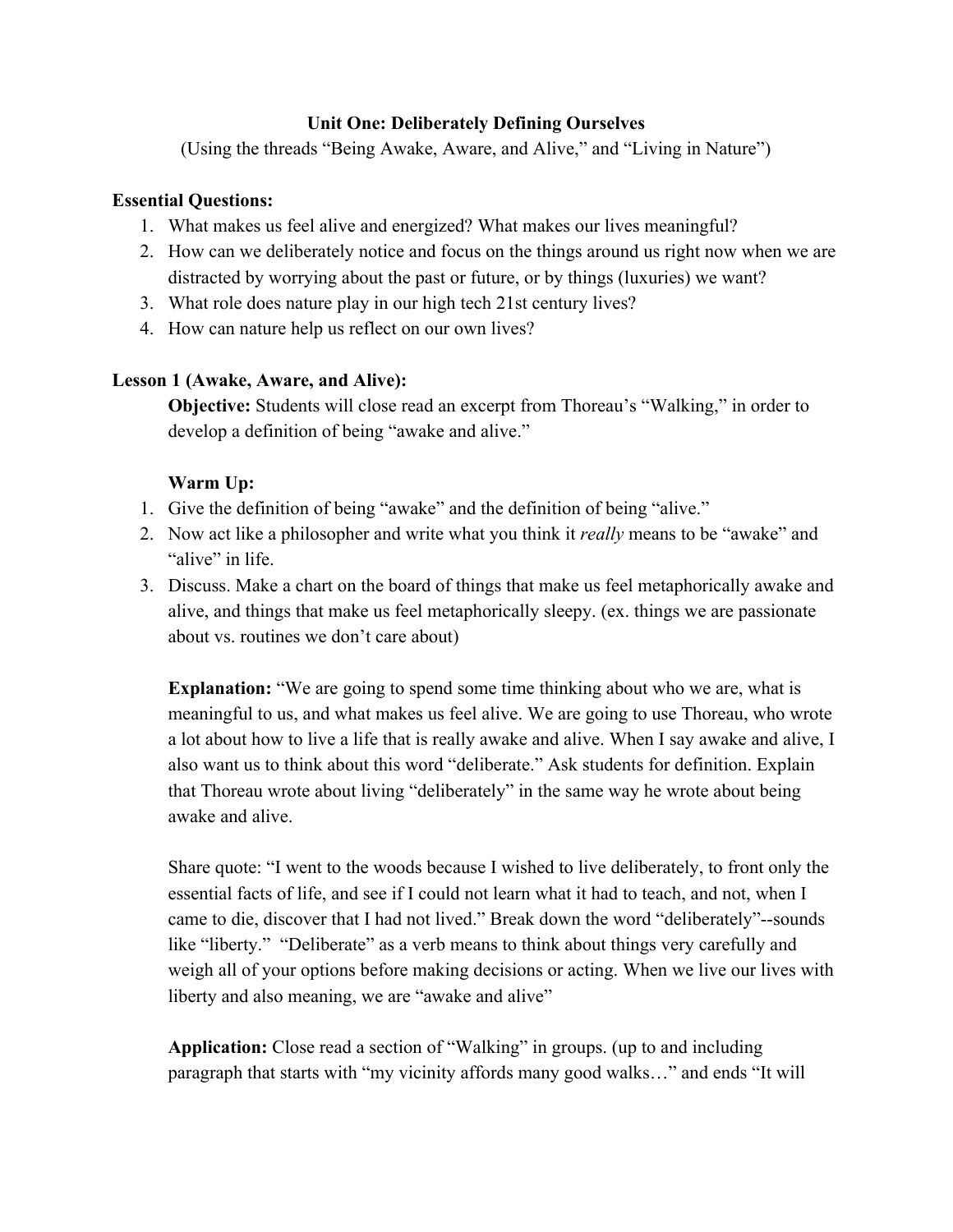**Unit One: Deliberately Defining Ourselves**

(Using the threads "Being Awake, Aware, and Alive," and "Living in Nature")

**Essential Questions:**

1. What makes us feel alive and energized? What makes our lives meaningful?
2. How can we deliberately notice and focus on the things around us right now when we are distracted by worrying about the past or future, or by things (luxuries) we want?
3. What role does nature play in our high tech 21st century lives?
4. How can nature help us reflect on our own lives?

**Lesson 1 (Awake, Aware, and Alive):**

**Objective:** Students will close read an excerpt from Thoreau's "Walking," in order to develop a definition of being "awake and alive."

**Warm Up:**

1. Give the definition of being "awake" and the definition of being "alive."
2. Now act like a philosopher and write what you think it *really* means to be "awake" and "alive" in life.
3. Discuss. Make a chart on the board of things that make us feel metaphorically awake and alive, and things that make us feel metaphorically sleepy. (ex. things we are passionate about vs. routines we don't care about)

**Explanation:** "We are going to spend some time thinking about who we are, what is meaningful to us, and what makes us feel alive. We are going to use Thoreau, who wrote a lot about how to live a life that is really awake and alive. When I say awake and alive, I also want us to think about this word "deliberate." Ask students for definition. Explain that Thoreau wrote about living "deliberately" in the same way he wrote about being awake and alive.

Share quote: "I went to the woods because I wished to live deliberately, to front only the essential facts of life, and see if I could not learn what it had to teach, and not, when I came to die, discover that I had not lived." Break down the word "deliberately"--sounds like "liberty." "Deliberate" as a verb means to think about things very carefully and weigh all of your options before making decisions or acting. When we live our lives with liberty and also meaning, we are "awake and alive"

**Application:** Close read a section of "Walking" in groups. (up to and including paragraph that starts with "my vicinity affords many good walks…" and ends "It will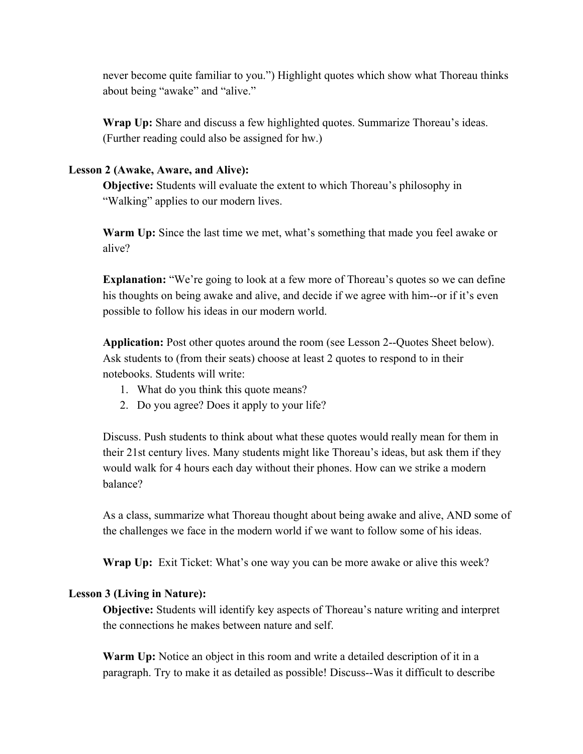never become quite familiar to you.") Highlight quotes which show what Thoreau thinks about being "awake" and "alive."

**Wrap Up:** Share and discuss a few highlighted quotes. Summarize Thoreau's ideas. (Further reading could also be assigned for hw.)

**Lesson 2 (Awake, Aware, and Alive):**

**Objective:** Students will evaluate the extent to which Thoreau's philosophy in "Walking" applies to our modern lives.

**Warm Up:** Since the last time we met, what's something that made you feel awake or alive?

**Explanation:** "We're going to look at a few more of Thoreau's quotes so we can define his thoughts on being awake and alive, and decide if we agree with him--or if it's even possible to follow his ideas in our modern world.

**Application:** Post other quotes around the room (see Lesson 2--Quotes Sheet below). Ask students to (from their seats) choose at least 2 quotes to respond to in their notebooks. Students will write:

1. What do you think this quote means?
2. Do you agree? Does it apply to your life?

Discuss. Push students to think about what these quotes would really mean for them in their 21st century lives. Many students might like Thoreau's ideas, but ask them if they would walk for 4 hours each day without their phones. How can we strike a modern balance?

As a class, summarize what Thoreau thought about being awake and alive, AND some of the challenges we face in the modern world if we want to follow some of his ideas.

**Wrap Up:** Exit Ticket: What's one way you can be more awake or alive this week?

**Lesson 3 (Living in Nature):**

**Objective:** Students will identify key aspects of Thoreau's nature writing and interpret the connections he makes between nature and self.

**Warm Up:** Notice an object in this room and write a detailed description of it in a paragraph. Try to make it as detailed as possible! Discuss--Was it difficult to describe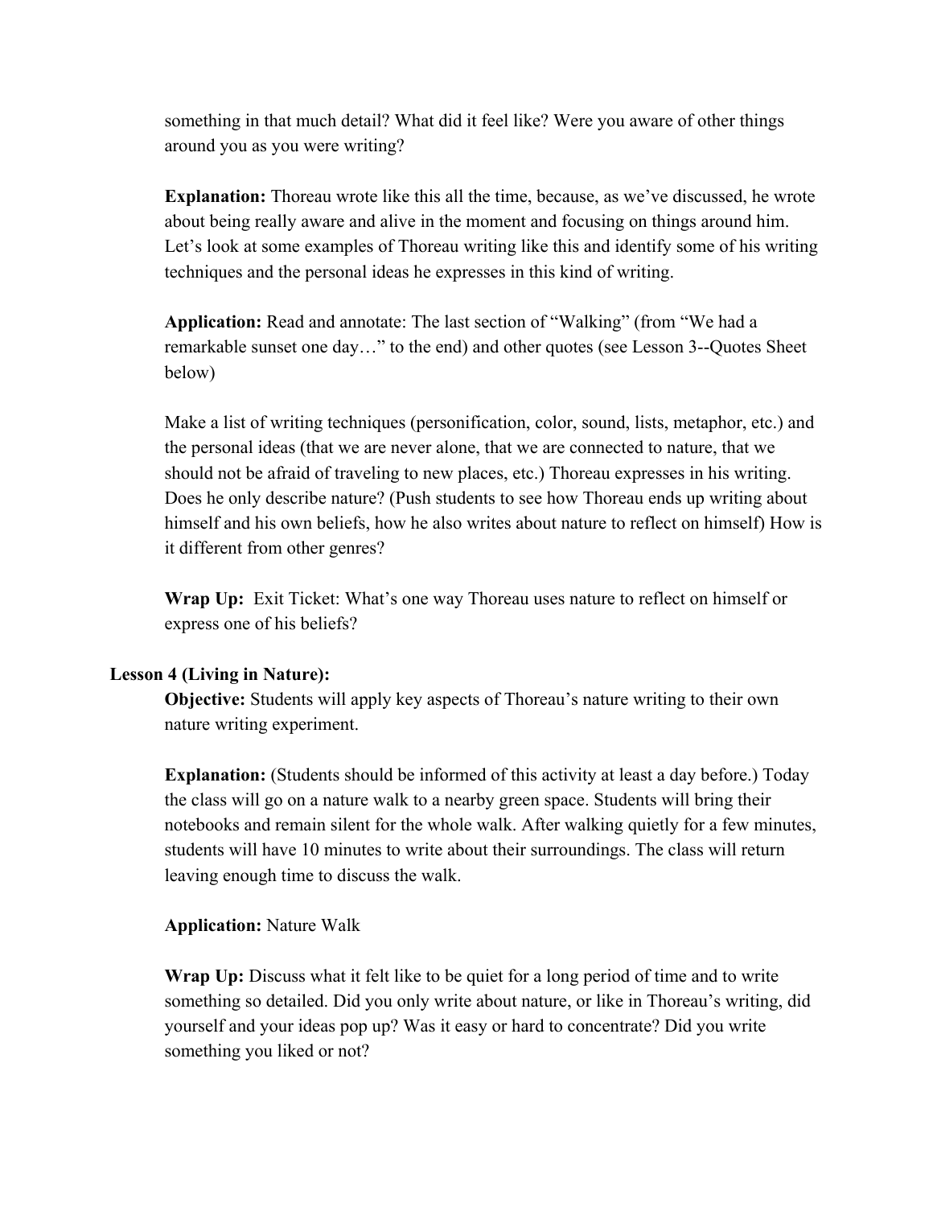something in that much detail? What did it feel like? Were you aware of other things around you as you were writing?

**Explanation:** Thoreau wrote like this all the time, because, as we've discussed, he wrote about being really aware and alive in the moment and focusing on things around him. Let's look at some examples of Thoreau writing like this and identify some of his writing techniques and the personal ideas he expresses in this kind of writing.

**Application:** Read and annotate: The last section of "Walking" (from "We had a remarkable sunset one day…" to the end) and other quotes (see Lesson 3--Quotes Sheet below)

Make a list of writing techniques (personification, color, sound, lists, metaphor, etc.) and the personal ideas (that we are never alone, that we are connected to nature, that we should not be afraid of traveling to new places, etc.) Thoreau expresses in his writing. Does he only describe nature? (Push students to see how Thoreau ends up writing about himself and his own beliefs, how he also writes about nature to reflect on himself) How is it different from other genres?

**Wrap Up:** Exit Ticket: What's one way Thoreau uses nature to reflect on himself or express one of his beliefs?

**Lesson 4 (Living in Nature):**

**Objective:** Students will apply key aspects of Thoreau's nature writing to their own nature writing experiment.

**Explanation:** (Students should be informed of this activity at least a day before.) Today the class will go on a nature walk to a nearby green space. Students will bring their notebooks and remain silent for the whole walk. After walking quietly for a few minutes, students will have 10 minutes to write about their surroundings. The class will return leaving enough time to discuss the walk.

**Application:** Nature Walk

**Wrap Up:** Discuss what it felt like to be quiet for a long period of time and to write something so detailed. Did you only write about nature, or like in Thoreau's writing, did yourself and your ideas pop up? Was it easy or hard to concentrate? Did you write something you liked or not?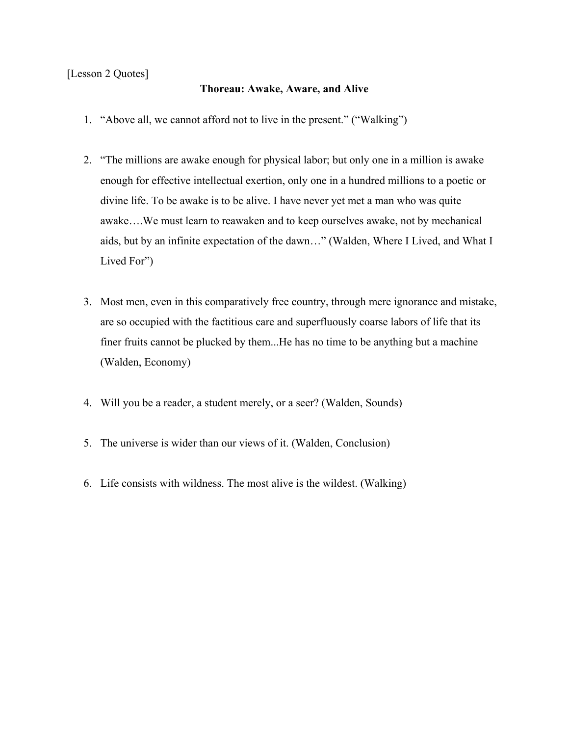[Lesson 2 Quotes]

**Thoreau: Awake, Aware, and Alive**

1. "Above all, we cannot afford not to live in the present." ("Walking")

2. "The millions are awake enough for physical labor; but only one in a million is awake enough for effective intellectual exertion, only one in a hundred millions to a poetic or divine life. To be awake is to be alive. I have never yet met a man who was quite awake….We must learn to reawaken and to keep ourselves awake, not by mechanical aids, but by an infinite expectation of the dawn…" (Walden, Where I Lived, and What I Lived For")

3. Most men, even in this comparatively free country, through mere ignorance and mistake, are so occupied with the factitious care and superfluously coarse labors of life that its finer fruits cannot be plucked by them...He has no time to be anything but a machine (Walden, Economy)

4. Will you be a reader, a student merely, or a seer? (Walden, Sounds)

5. The universe is wider than our views of it. (Walden, Conclusion)

6. Life consists with wildness. The most alive is the wildest. (Walking)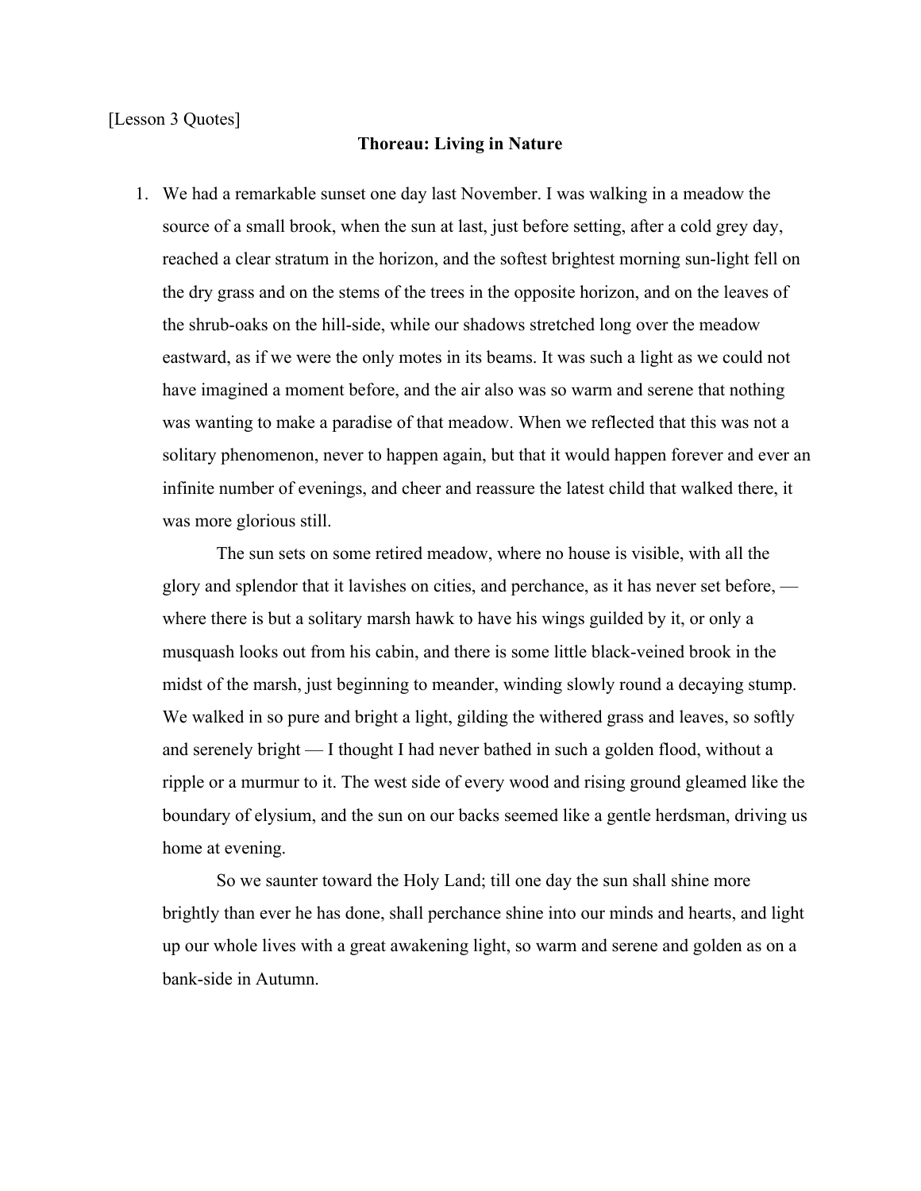[Lesson 3 Quotes]

**Thoreau: Living in Nature**

1. We had a remarkable sunset one day last November. I was walking in a meadow the source of a small brook, when the sun at last, just before setting, after a cold grey day, reached a clear stratum in the horizon, and the softest brightest morning sun-light fell on the dry grass and on the stems of the trees in the opposite horizon, and on the leaves of the shrub-oaks on the hill-side, while our shadows stretched long over the meadow eastward, as if we were the only motes in its beams. It was such a light as we could not have imagined a moment before, and the air also was so warm and serene that nothing was wanting to make a paradise of that meadow. When we reflected that this was not a solitary phenomenon, never to happen again, but that it would happen forever and ever an infinite number of evenings, and cheer and reassure the latest child that walked there, it was more glorious still.

   The sun sets on some retired meadow, where no house is visible, with all the glory and splendor that it lavishes on cities, and perchance, as it has never set before, — where there is but a solitary marsh hawk to have his wings guilded by it, or only a musquash looks out from his cabin, and there is some little black-veined brook in the midst of the marsh, just beginning to meander, winding slowly round a decaying stump. We walked in so pure and bright a light, gilding the withered grass and leaves, so softly and serenely bright — I thought I had never bathed in such a golden flood, without a ripple or a murmur to it. The west side of every wood and rising ground gleamed like the boundary of elysium, and the sun on our backs seemed like a gentle herdsman, driving us home at evening.

   So we saunter toward the Holy Land; till one day the sun shall shine more brightly than ever he has done, shall perchance shine into our minds and hearts, and light up our whole lives with a great awakening light, so warm and serene and golden as on a bank-side in Autumn.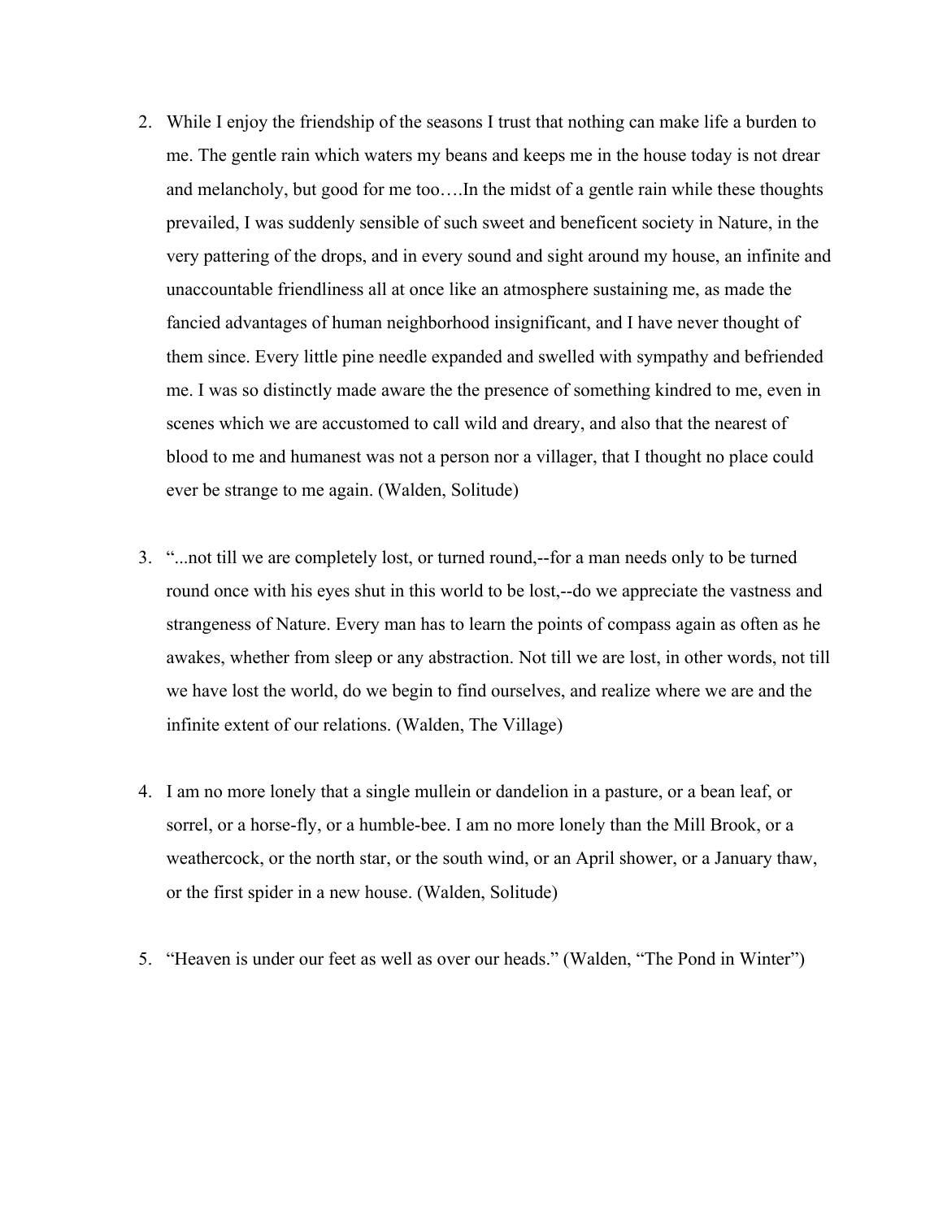2. While I enjoy the friendship of the seasons I trust that nothing can make life a burden to me. The gentle rain which waters my beans and keeps me in the house today is not drear and melancholy, but good for me too….In the midst of a gentle rain while these thoughts prevailed, I was suddenly sensible of such sweet and beneficent society in Nature, in the very pattering of the drops, and in every sound and sight around my house, an infinite and unaccountable friendliness all at once like an atmosphere sustaining me, as made the fancied advantages of human neighborhood insignificant, and I have never thought of them since. Every little pine needle expanded and swelled with sympathy and befriended me. I was so distinctly made aware the the presence of something kindred to me, even in scenes which we are accustomed to call wild and dreary, and also that the nearest of blood to me and humanest was not a person nor a villager, that I thought no place could ever be strange to me again. (Walden, Solitude)

3. "...not till we are completely lost, or turned round,--for a man needs only to be turned round once with his eyes shut in this world to be lost,--do we appreciate the vastness and strangeness of Nature. Every man has to learn the points of compass again as often as he awakes, whether from sleep or any abstraction. Not till we are lost, in other words, not till we have lost the world, do we begin to find ourselves, and realize where we are and the infinite extent of our relations. (Walden, The Village)

4. I am no more lonely that a single mullein or dandelion in a pasture, or a bean leaf, or sorrel, or a horse-fly, or a humble-bee. I am no more lonely than the Mill Brook, or a weathercock, or the north star, or the south wind, or an April shower, or a January thaw, or the first spider in a new house. (Walden, Solitude)

5. "Heaven is under our feet as well as over our heads." (Walden, "The Pond in Winter")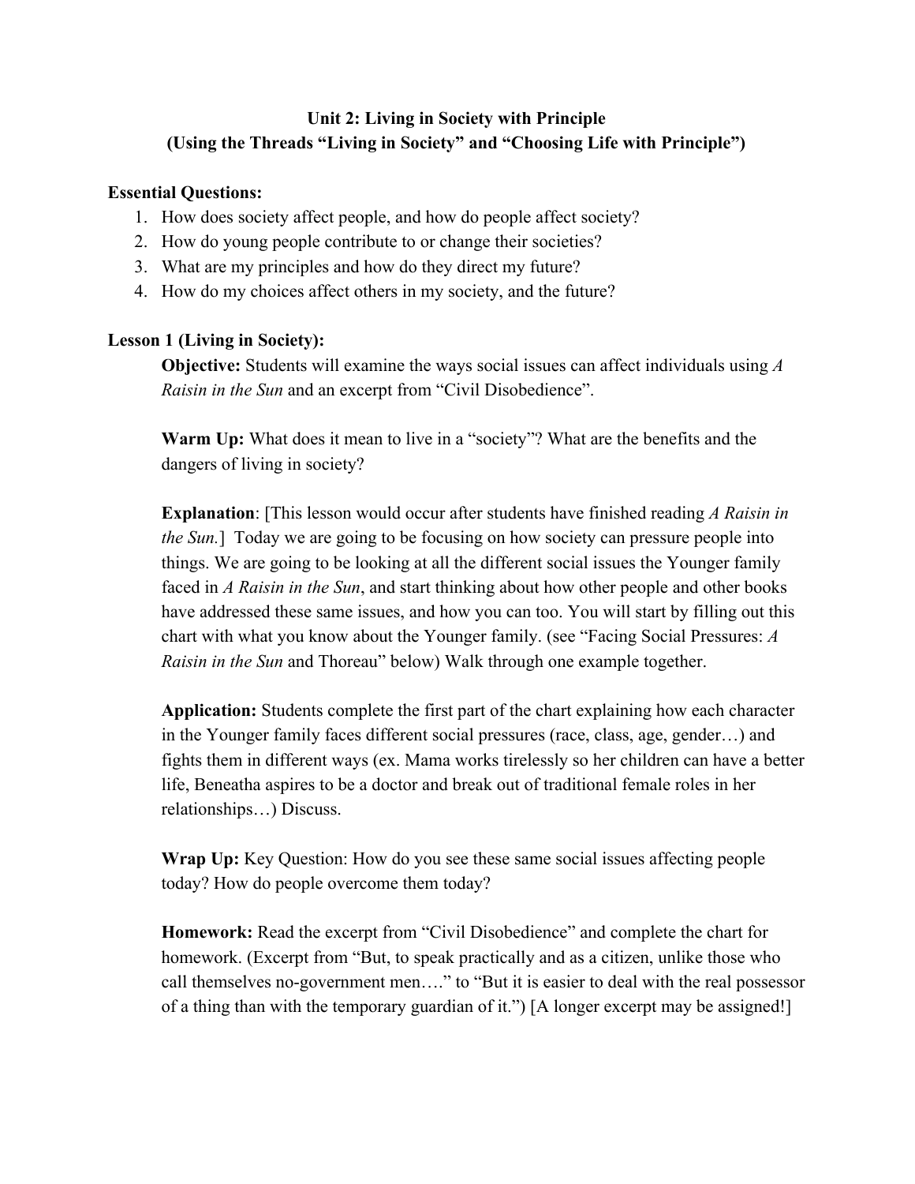**Unit 2: Living in Society with Principle**
**(Using the Threads "Living in Society" and "Choosing Life with Principle")**

**Essential Questions:**

1. How does society affect people, and how do people affect society?
2. How do young people contribute to or change their societies?
3. What are my principles and how do they direct my future?
4. How do my choices affect others in my society, and the future?

**Lesson 1 (Living in Society):**

**Objective:** Students will examine the ways social issues can affect individuals using *A Raisin in the Sun* and an excerpt from "Civil Disobedience".

**Warm Up:** What does it mean to live in a "society"? What are the benefits and the dangers of living in society?

**Explanation**: [This lesson would occur after students have finished reading *A Raisin in the Sun.*] Today we are going to be focusing on how society can pressure people into things. We are going to be looking at all the different social issues the Younger family faced in *A Raisin in the Sun*, and start thinking about how other people and other books have addressed these same issues, and how you can too. You will start by filling out this chart with what you know about the Younger family. (see "Facing Social Pressures: *A Raisin in the Sun* and Thoreau" below) Walk through one example together.

**Application:** Students complete the first part of the chart explaining how each character in the Younger family faces different social pressures (race, class, age, gender…) and fights them in different ways (ex. Mama works tirelessly so her children can have a better life, Beneatha aspires to be a doctor and break out of traditional female roles in her relationships…) Discuss.

**Wrap Up:** Key Question: How do you see these same social issues affecting people today? How do people overcome them today?

**Homework:** Read the excerpt from "Civil Disobedience" and complete the chart for homework. (Excerpt from "But, to speak practically and as a citizen, unlike those who call themselves no-government men…." to "But it is easier to deal with the real possessor of a thing than with the temporary guardian of it.") [A longer excerpt may be assigned!]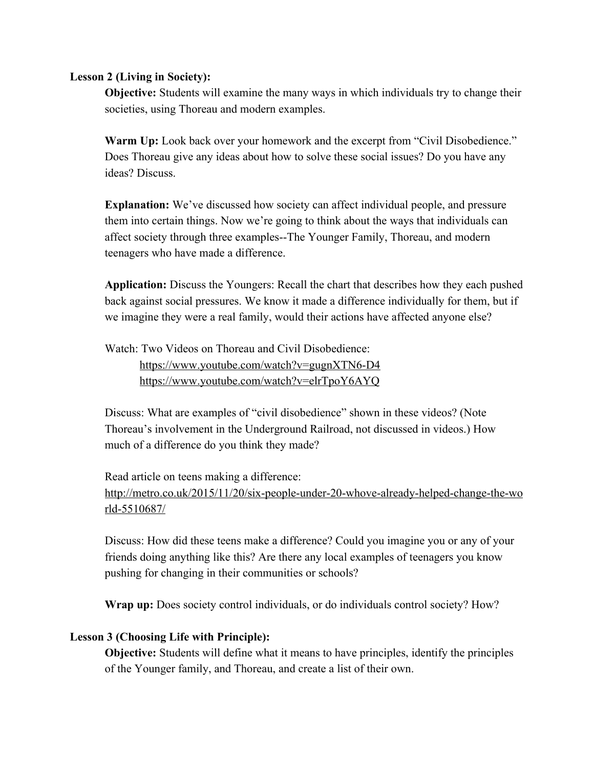**Lesson 2 (Living in Society):**

**Objective:** Students will examine the many ways in which individuals try to change their societies, using Thoreau and modern examples.

**Warm Up:** Look back over your homework and the excerpt from "Civil Disobedience." Does Thoreau give any ideas about how to solve these social issues? Do you have any ideas? Discuss.

**Explanation:** We've discussed how society can affect individual people, and pressure them into certain things. Now we're going to think about the ways that individuals can affect society through three examples--The Younger Family, Thoreau, and modern teenagers who have made a difference.

**Application:** Discuss the Youngers: Recall the chart that describes how they each pushed back against social pressures. We know it made a difference individually for them, but if we imagine they were a real family, would their actions have affected anyone else?

Watch: Two Videos on Thoreau and Civil Disobedience:

https://www.youtube.com/watch?v=gugnXTN6-D4
https://www.youtube.com/watch?v=elrTpoY6AYQ

Discuss: What are examples of "civil disobedience" shown in these videos? (Note Thoreau's involvement in the Underground Railroad, not discussed in videos.) How much of a difference do you think they made?

Read article on teens making a difference:
http://metro.co.uk/2015/11/20/six-people-under-20-whove-already-helped-change-the-world-5510687/

Discuss: How did these teens make a difference? Could you imagine you or any of your friends doing anything like this? Are there any local examples of teenagers you know pushing for changing in their communities or schools?

**Wrap up:** Does society control individuals, or do individuals control society? How?

**Lesson 3 (Choosing Life with Principle):**

**Objective:** Students will define what it means to have principles, identify the principles of the Younger family, and Thoreau, and create a list of their own.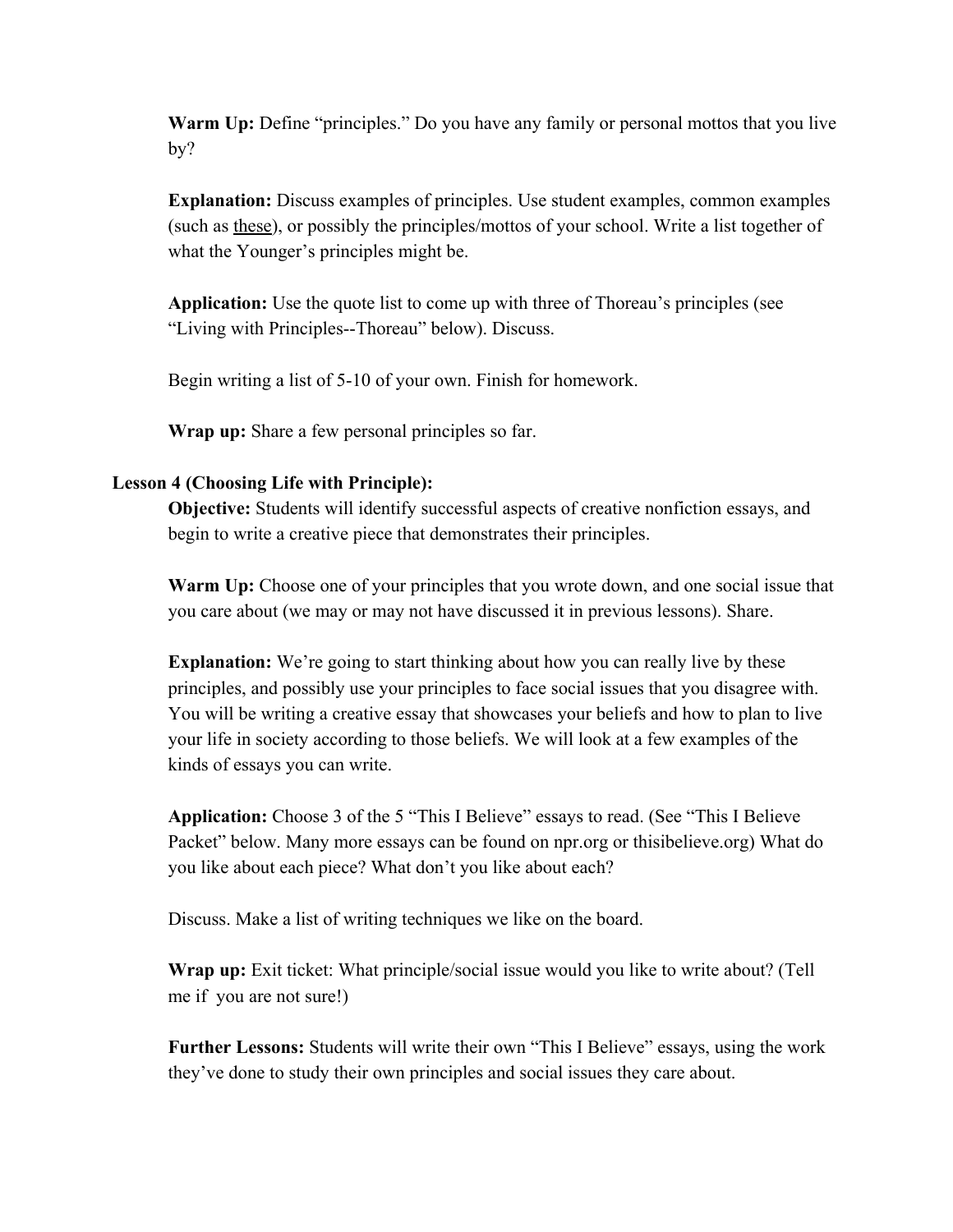**Warm Up:** Define "principles." Do you have any family or personal mottos that you live by?

**Explanation:** Discuss examples of principles. Use student examples, common examples (such as these), or possibly the principles/mottos of your school. Write a list together of what the Younger's principles might be.

**Application:** Use the quote list to come up with three of Thoreau's principles (see "Living with Principles--Thoreau" below). Discuss.

Begin writing a list of 5-10 of your own. Finish for homework.

**Wrap up:** Share a few personal principles so far.

**Lesson 4 (Choosing Life with Principle):**

**Objective:** Students will identify successful aspects of creative nonfiction essays, and begin to write a creative piece that demonstrates their principles.

**Warm Up:** Choose one of your principles that you wrote down, and one social issue that you care about (we may or may not have discussed it in previous lessons). Share.

**Explanation:** We're going to start thinking about how you can really live by these principles, and possibly use your principles to face social issues that you disagree with. You will be writing a creative essay that showcases your beliefs and how to plan to live your life in society according to those beliefs. We will look at a few examples of the kinds of essays you can write.

**Application:** Choose 3 of the 5 "This I Believe" essays to read. (See "This I Believe Packet" below. Many more essays can be found on npr.org or thisibelieve.org) What do you like about each piece? What don't you like about each?

Discuss. Make a list of writing techniques we like on the board.

**Wrap up:** Exit ticket: What principle/social issue would you like to write about? (Tell me if you are not sure!)

**Further Lessons:** Students will write their own "This I Believe" essays, using the work they've done to study their own principles and social issues they care about.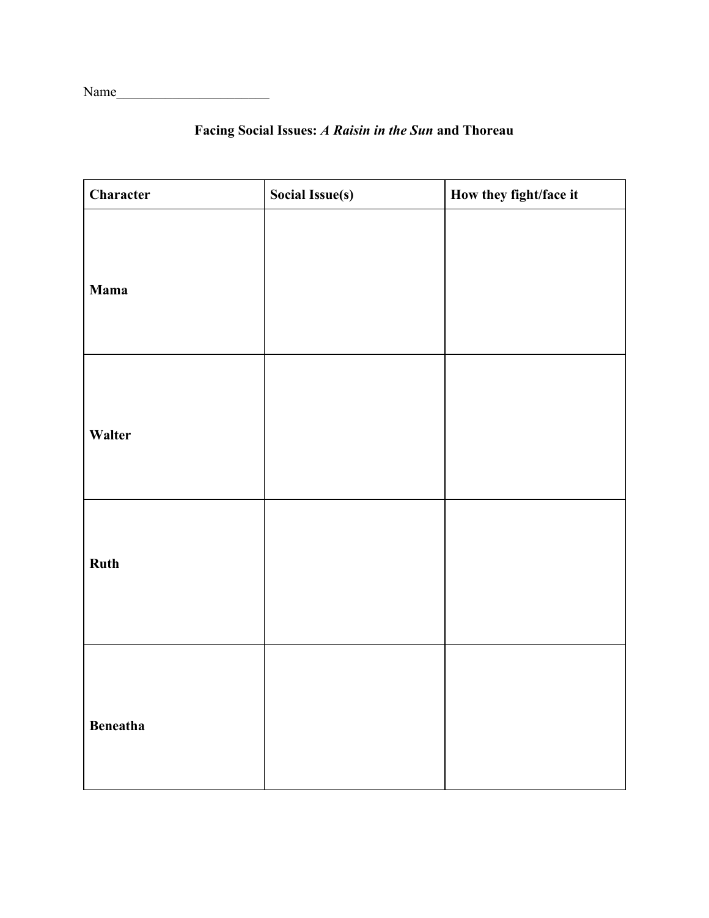Name______________________

## Facing Social Issues: *A Raisin in the Sun* and Thoreau

| Character | Social Issue(s) | How they fight/face it |
| --- | --- | --- |
| **Mama** | | |
| **Walter** | | |
| **Ruth** | | |
| **Beneatha** | | |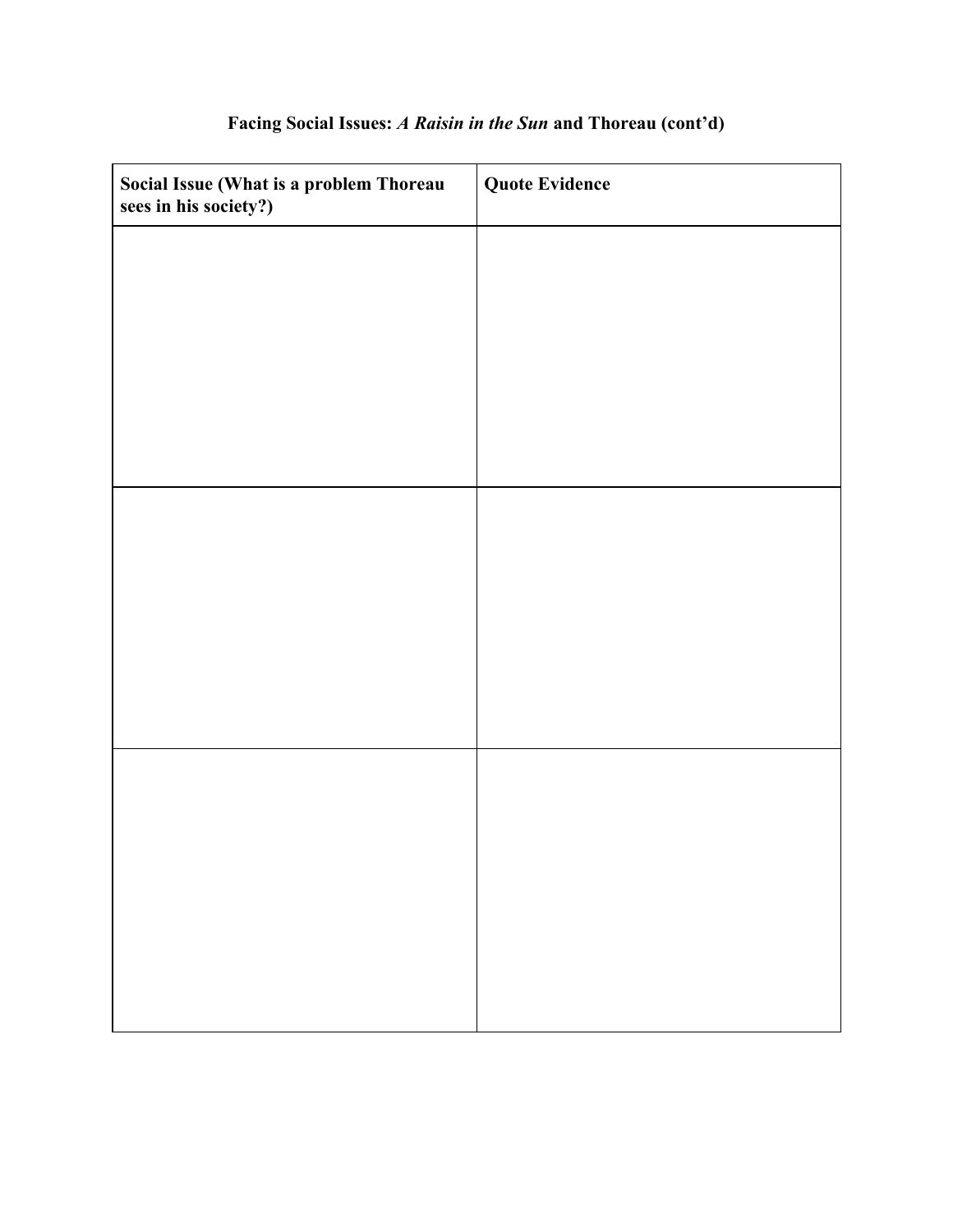## Facing Social Issues: *A Raisin in the Sun* and Thoreau (cont'd)

| **Social Issue (What is a problem Thoreau sees in his society?)** | **Quote Evidence** |
| --- | --- |
| | |
| | |
| | |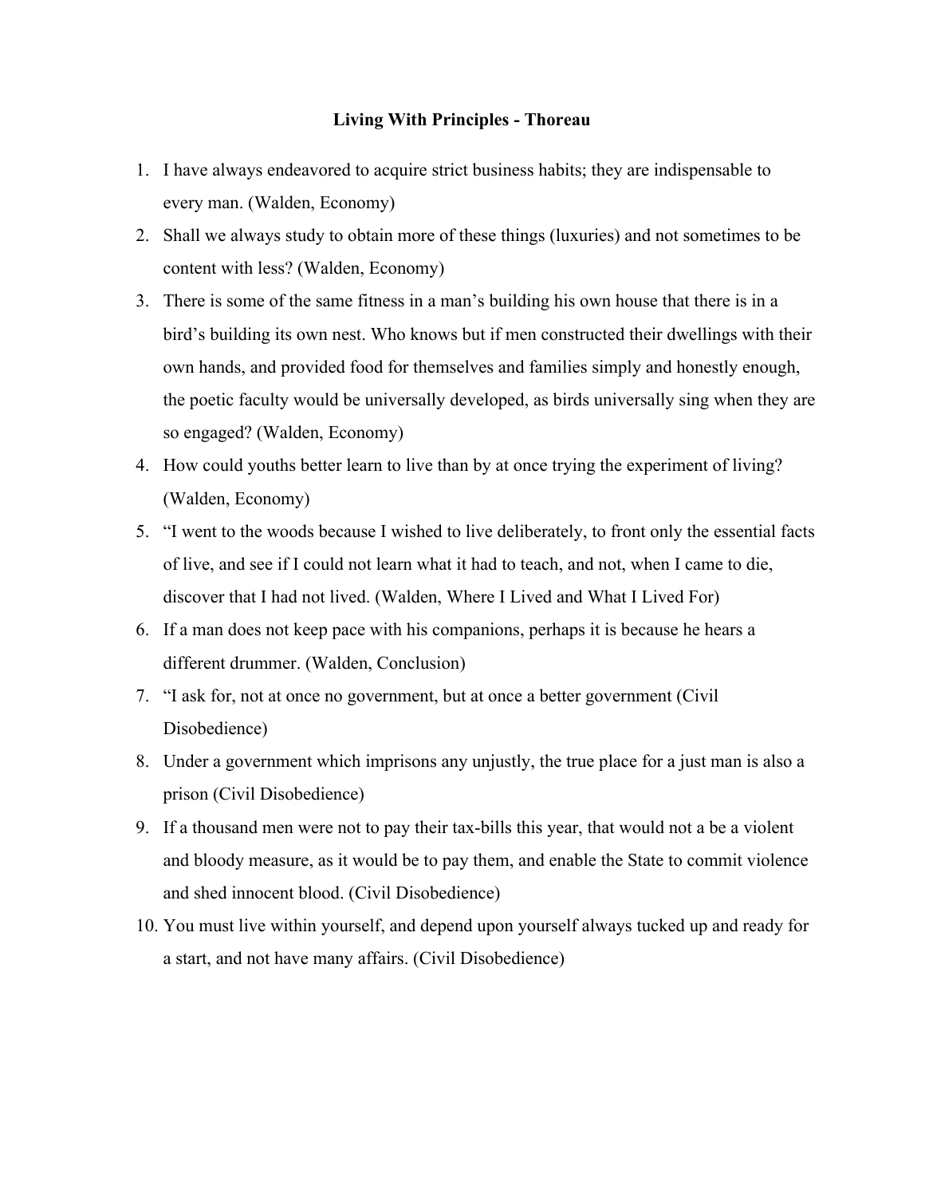**Living With Principles - Thoreau**

1. I have always endeavored to acquire strict business habits; they are indispensable to every man. (Walden, Economy)
2. Shall we always study to obtain more of these things (luxuries) and not sometimes to be content with less? (Walden, Economy)
3. There is some of the same fitness in a man's building his own house that there is in a bird's building its own nest. Who knows but if men constructed their dwellings with their own hands, and provided food for themselves and families simply and honestly enough, the poetic faculty would be universally developed, as birds universally sing when they are so engaged? (Walden, Economy)
4. How could youths better learn to live than by at once trying the experiment of living? (Walden, Economy)
5. "I went to the woods because I wished to live deliberately, to front only the essential facts of live, and see if I could not learn what it had to teach, and not, when I came to die, discover that I had not lived. (Walden, Where I Lived and What I Lived For)
6. If a man does not keep pace with his companions, perhaps it is because he hears a different drummer. (Walden, Conclusion)
7. "I ask for, not at once no government, but at once a better government (Civil Disobedience)
8. Under a government which imprisons any unjustly, the true place for a just man is also a prison (Civil Disobedience)
9. If a thousand men were not to pay their tax-bills this year, that would not a be a violent and bloody measure, as it would be to pay them, and enable the State to commit violence and shed innocent blood. (Civil Disobedience)
10. You must live within yourself, and depend upon yourself always tucked up and ready for a start, and not have many affairs. (Civil Disobedience)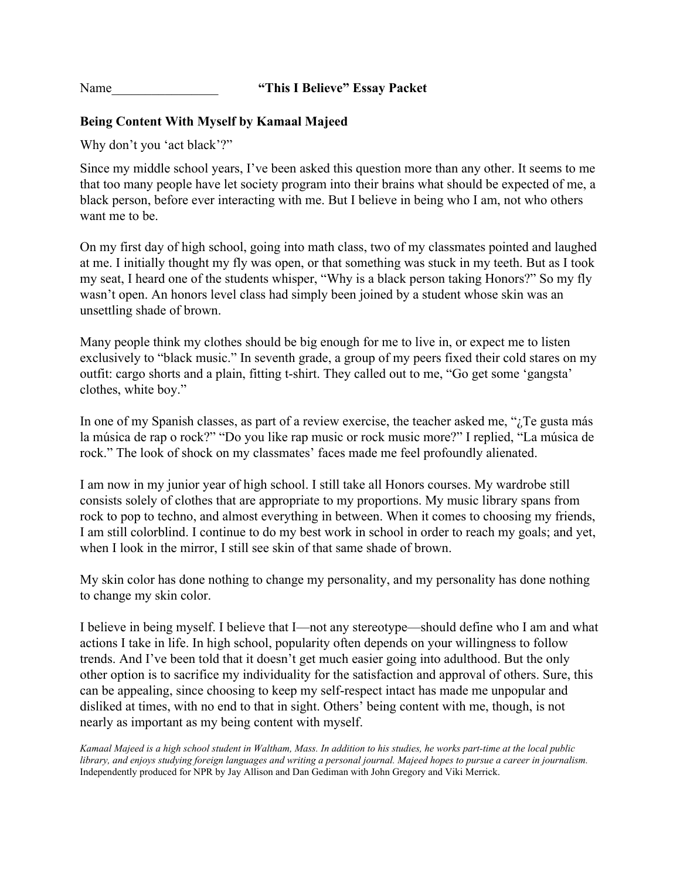Name________________ **"This I Believe" Essay Packet**

**Being Content With Myself by Kamaal Majeed**

Why don't you 'act black'?"

Since my middle school years, I've been asked this question more than any other. It seems to me that too many people have let society program into their brains what should be expected of me, a black person, before ever interacting with me. But I believe in being who I am, not who others want me to be.

On my first day of high school, going into math class, two of my classmates pointed and laughed at me. I initially thought my fly was open, or that something was stuck in my teeth. But as I took my seat, I heard one of the students whisper, "Why is a black person taking Honors?" So my fly wasn't open. An honors level class had simply been joined by a student whose skin was an unsettling shade of brown.

Many people think my clothes should be big enough for me to live in, or expect me to listen exclusively to "black music." In seventh grade, a group of my peers fixed their cold stares on my outfit: cargo shorts and a plain, fitting t-shirt. They called out to me, "Go get some 'gangsta' clothes, white boy."

In one of my Spanish classes, as part of a review exercise, the teacher asked me, "¿Te gusta más la música de rap o rock?" "Do you like rap music or rock music more?" I replied, "La música de rock." The look of shock on my classmates' faces made me feel profoundly alienated.

I am now in my junior year of high school. I still take all Honors courses. My wardrobe still consists solely of clothes that are appropriate to my proportions. My music library spans from rock to pop to techno, and almost everything in between. When it comes to choosing my friends, I am still colorblind. I continue to do my best work in school in order to reach my goals; and yet, when I look in the mirror, I still see skin of that same shade of brown.

My skin color has done nothing to change my personality, and my personality has done nothing to change my skin color.

I believe in being myself. I believe that I—not any stereotype—should define who I am and what actions I take in life. In high school, popularity often depends on your willingness to follow trends. And I've been told that it doesn't get much easier going into adulthood. But the only other option is to sacrifice my individuality for the satisfaction and approval of others. Sure, this can be appealing, since choosing to keep my self-respect intact has made me unpopular and disliked at times, with no end to that in sight. Others' being content with me, though, is not nearly as important as my being content with myself.

*Kamaal Majeed is a high school student in Waltham, Mass. In addition to his studies, he works part-time at the local public library, and enjoys studying foreign languages and writing a personal journal. Majeed hopes to pursue a career in journalism.*
Independently produced for NPR by Jay Allison and Dan Gediman with John Gregory and Viki Merrick.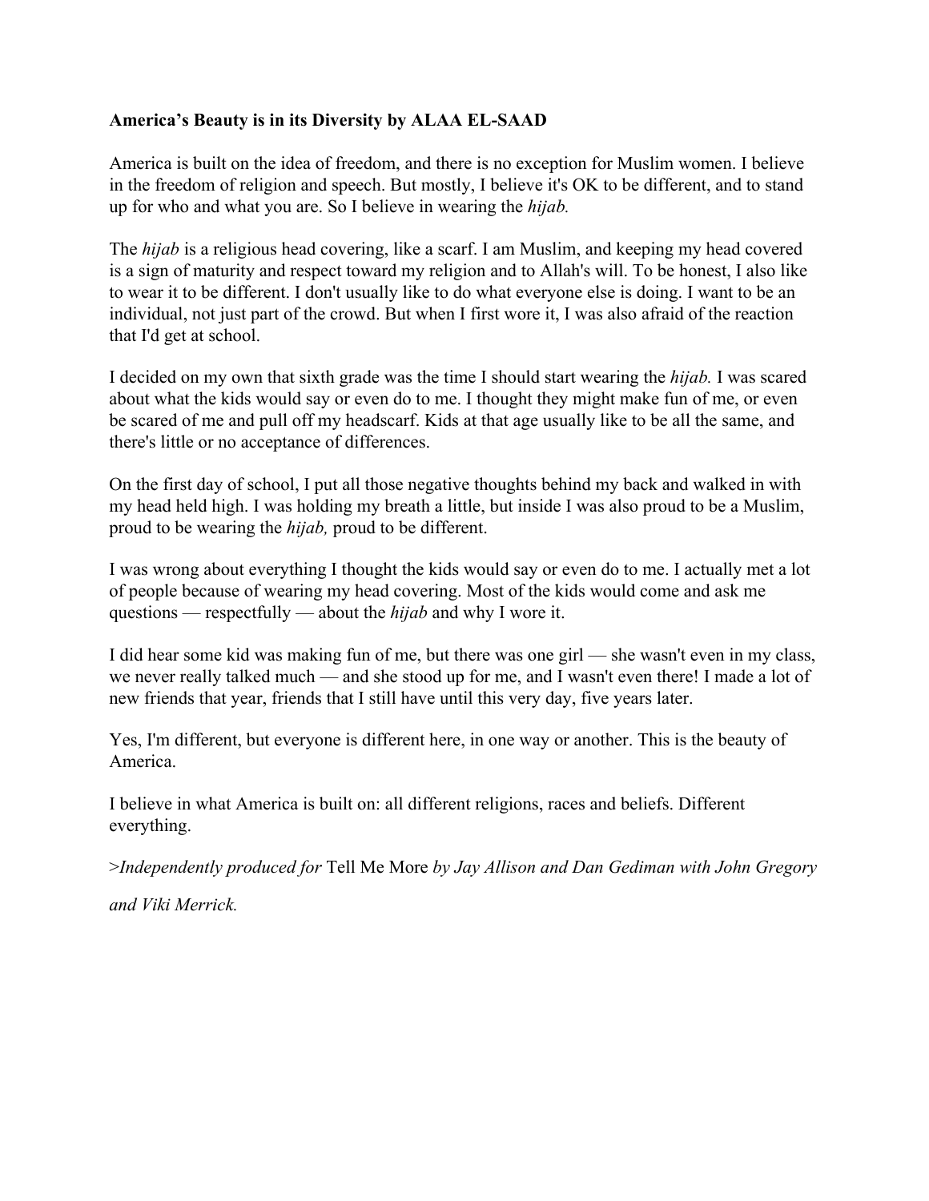**America's Beauty is in its Diversity by ALAA EL-SAAD**

America is built on the idea of freedom, and there is no exception for Muslim women. I believe in the freedom of religion and speech. But mostly, I believe it's OK to be different, and to stand up for who and what you are. So I believe in wearing the *hijab.*

The *hijab* is a religious head covering, like a scarf. I am Muslim, and keeping my head covered is a sign of maturity and respect toward my religion and to Allah's will. To be honest, I also like to wear it to be different. I don't usually like to do what everyone else is doing. I want to be an individual, not just part of the crowd. But when I first wore it, I was also afraid of the reaction that I'd get at school.

I decided on my own that sixth grade was the time I should start wearing the *hijab.* I was scared about what the kids would say or even do to me. I thought they might make fun of me, or even be scared of me and pull off my headscarf. Kids at that age usually like to be all the same, and there's little or no acceptance of differences.

On the first day of school, I put all those negative thoughts behind my back and walked in with my head held high. I was holding my breath a little, but inside I was also proud to be a Muslim, proud to be wearing the *hijab,* proud to be different.

I was wrong about everything I thought the kids would say or even do to me. I actually met a lot of people because of wearing my head covering. Most of the kids would come and ask me questions — respectfully — about the *hijab* and why I wore it.

I did hear some kid was making fun of me, but there was one girl — she wasn't even in my class, we never really talked much — and she stood up for me, and I wasn't even there! I made a lot of new friends that year, friends that I still have until this very day, five years later.

Yes, I'm different, but everyone is different here, in one way or another. This is the beauty of America.

I believe in what America is built on: all different religions, races and beliefs. Different everything.

>*Independently produced for* Tell Me More *by Jay Allison and Dan Gediman with John Gregory and Viki Merrick.*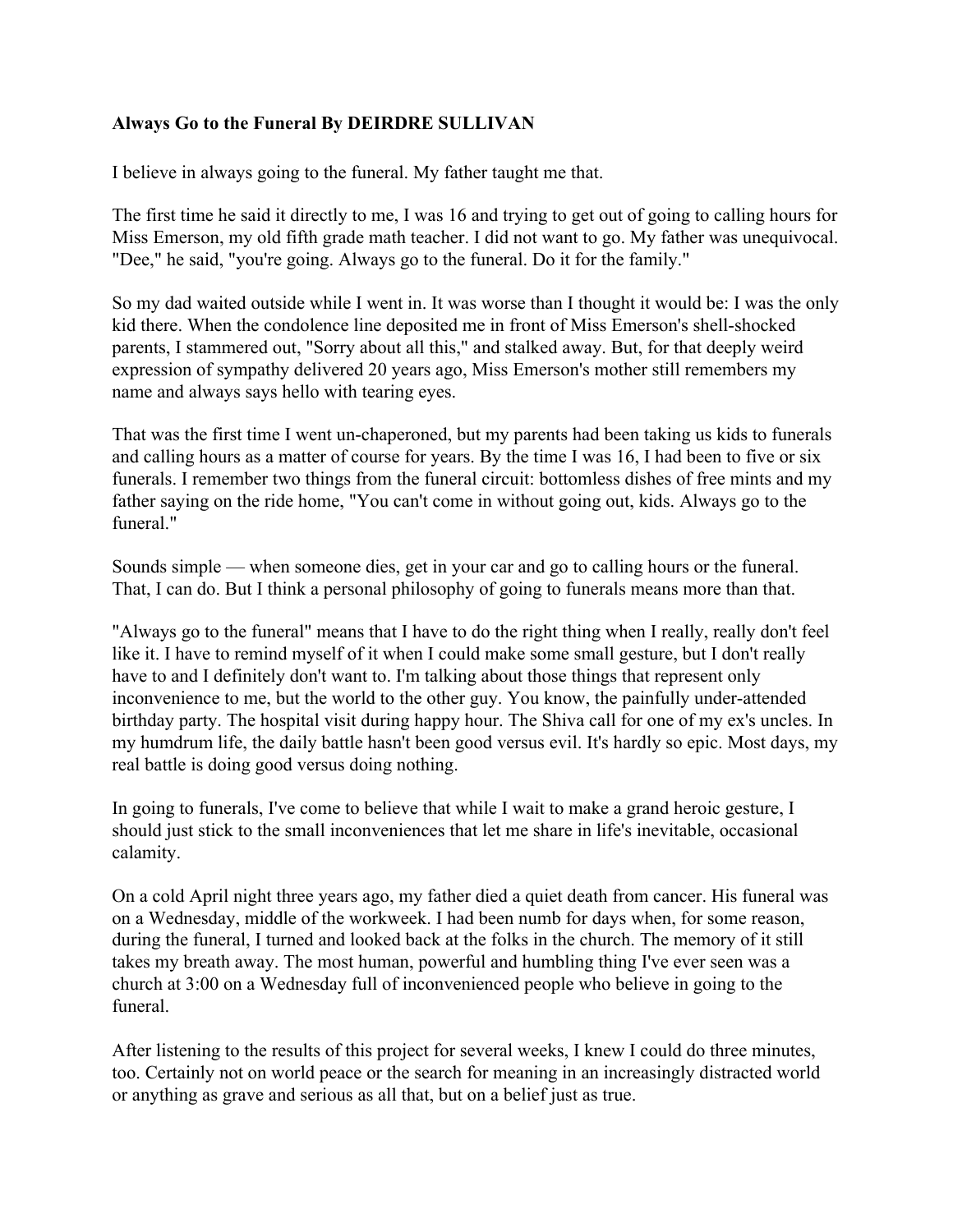**Always Go to the Funeral By DEIRDRE SULLIVAN**

I believe in always going to the funeral. My father taught me that.

The first time he said it directly to me, I was 16 and trying to get out of going to calling hours for Miss Emerson, my old fifth grade math teacher. I did not want to go. My father was unequivocal. "Dee," he said, "you're going. Always go to the funeral. Do it for the family."

So my dad waited outside while I went in. It was worse than I thought it would be: I was the only kid there. When the condolence line deposited me in front of Miss Emerson's shell-shocked parents, I stammered out, "Sorry about all this," and stalked away. But, for that deeply weird expression of sympathy delivered 20 years ago, Miss Emerson's mother still remembers my name and always says hello with tearing eyes.

That was the first time I went un-chaperoned, but my parents had been taking us kids to funerals and calling hours as a matter of course for years. By the time I was 16, I had been to five or six funerals. I remember two things from the funeral circuit: bottomless dishes of free mints and my father saying on the ride home, "You can't come in without going out, kids. Always go to the funeral."

Sounds simple — when someone dies, get in your car and go to calling hours or the funeral. That, I can do. But I think a personal philosophy of going to funerals means more than that.

"Always go to the funeral" means that I have to do the right thing when I really, really don't feel like it. I have to remind myself of it when I could make some small gesture, but I don't really have to and I definitely don't want to. I'm talking about those things that represent only inconvenience to me, but the world to the other guy. You know, the painfully under-attended birthday party. The hospital visit during happy hour. The Shiva call for one of my ex's uncles. In my humdrum life, the daily battle hasn't been good versus evil. It's hardly so epic. Most days, my real battle is doing good versus doing nothing.

In going to funerals, I've come to believe that while I wait to make a grand heroic gesture, I should just stick to the small inconveniences that let me share in life's inevitable, occasional calamity.

On a cold April night three years ago, my father died a quiet death from cancer. His funeral was on a Wednesday, middle of the workweek. I had been numb for days when, for some reason, during the funeral, I turned and looked back at the folks in the church. The memory of it still takes my breath away. The most human, powerful and humbling thing I've ever seen was a church at 3:00 on a Wednesday full of inconvenienced people who believe in going to the funeral.

After listening to the results of this project for several weeks, I knew I could do three minutes, too. Certainly not on world peace or the search for meaning in an increasingly distracted world or anything as grave and serious as all that, but on a belief just as true.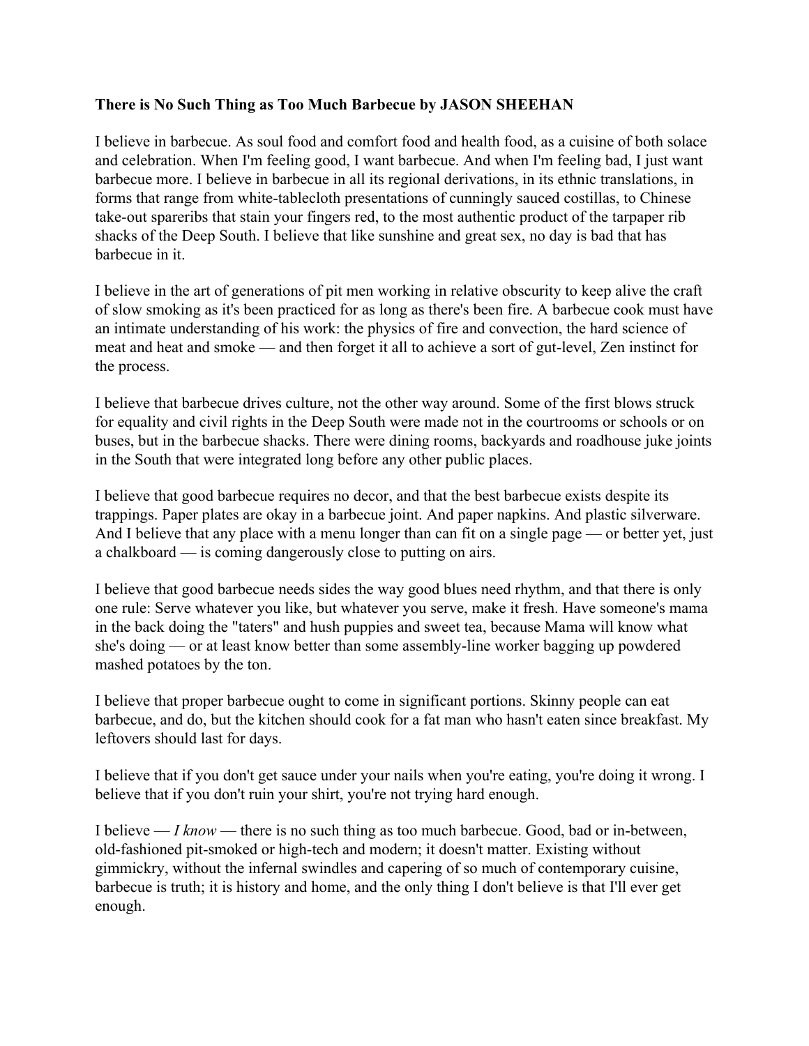**There is No Such Thing as Too Much Barbecue by JASON SHEEHAN**

I believe in barbecue. As soul food and comfort food and health food, as a cuisine of both solace and celebration. When I'm feeling good, I want barbecue. And when I'm feeling bad, I just want barbecue more. I believe in barbecue in all its regional derivations, in its ethnic translations, in forms that range from white-tablecloth presentations of cunningly sauced costillas, to Chinese take-out spareribs that stain your fingers red, to the most authentic product of the tarpaper rib shacks of the Deep South. I believe that like sunshine and great sex, no day is bad that has barbecue in it.

I believe in the art of generations of pit men working in relative obscurity to keep alive the craft of slow smoking as it's been practiced for as long as there's been fire. A barbecue cook must have an intimate understanding of his work: the physics of fire and convection, the hard science of meat and heat and smoke — and then forget it all to achieve a sort of gut-level, Zen instinct for the process.

I believe that barbecue drives culture, not the other way around. Some of the first blows struck for equality and civil rights in the Deep South were made not in the courtrooms or schools or on buses, but in the barbecue shacks. There were dining rooms, backyards and roadhouse juke joints in the South that were integrated long before any other public places.

I believe that good barbecue requires no decor, and that the best barbecue exists despite its trappings. Paper plates are okay in a barbecue joint. And paper napkins. And plastic silverware. And I believe that any place with a menu longer than can fit on a single page — or better yet, just a chalkboard — is coming dangerously close to putting on airs.

I believe that good barbecue needs sides the way good blues need rhythm, and that there is only one rule: Serve whatever you like, but whatever you serve, make it fresh. Have someone's mama in the back doing the "taters" and hush puppies and sweet tea, because Mama will know what she's doing — or at least know better than some assembly-line worker bagging up powdered mashed potatoes by the ton.

I believe that proper barbecue ought to come in significant portions. Skinny people can eat barbecue, and do, but the kitchen should cook for a fat man who hasn't eaten since breakfast. My leftovers should last for days.

I believe that if you don't get sauce under your nails when you're eating, you're doing it wrong. I believe that if you don't ruin your shirt, you're not trying hard enough.

I believe — *I know* — there is no such thing as too much barbecue. Good, bad or in-between, old-fashioned pit-smoked or high-tech and modern; it doesn't matter. Existing without gimmickry, without the infernal swindles and capering of so much of contemporary cuisine, barbecue is truth; it is history and home, and the only thing I don't believe is that I'll ever get enough.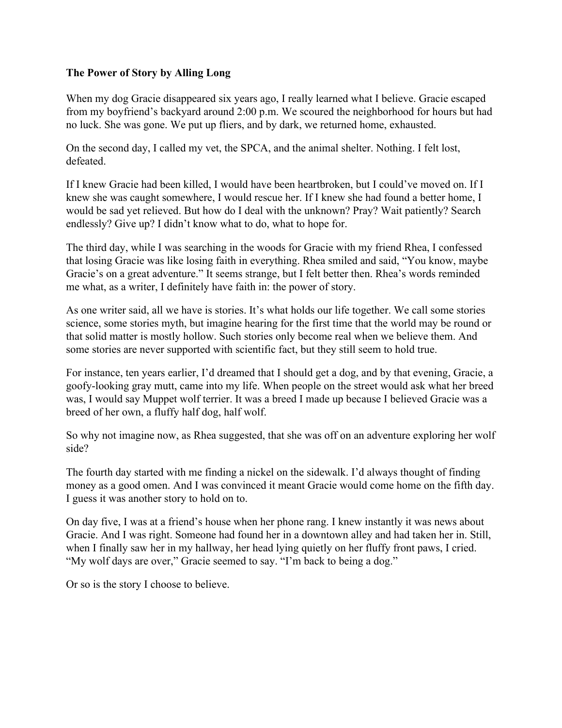**The Power of Story by Alling Long**

When my dog Gracie disappeared six years ago, I really learned what I believe. Gracie escaped from my boyfriend's backyard around 2:00 p.m. We scoured the neighborhood for hours but had no luck. She was gone. We put up fliers, and by dark, we returned home, exhausted.

On the second day, I called my vet, the SPCA, and the animal shelter. Nothing. I felt lost, defeated.

If I knew Gracie had been killed, I would have been heartbroken, but I could've moved on. If I knew she was caught somewhere, I would rescue her. If I knew she had found a better home, I would be sad yet relieved. But how do I deal with the unknown? Pray? Wait patiently? Search endlessly? Give up? I didn't know what to do, what to hope for.

The third day, while I was searching in the woods for Gracie with my friend Rhea, I confessed that losing Gracie was like losing faith in everything. Rhea smiled and said, "You know, maybe Gracie's on a great adventure." It seems strange, but I felt better then. Rhea's words reminded me what, as a writer, I definitely have faith in: the power of story.

As one writer said, all we have is stories. It's what holds our life together. We call some stories science, some stories myth, but imagine hearing for the first time that the world may be round or that solid matter is mostly hollow. Such stories only become real when we believe them. And some stories are never supported with scientific fact, but they still seem to hold true.

For instance, ten years earlier, I'd dreamed that I should get a dog, and by that evening, Gracie, a goofy-looking gray mutt, came into my life. When people on the street would ask what her breed was, I would say Muppet wolf terrier. It was a breed I made up because I believed Gracie was a breed of her own, a fluffy half dog, half wolf.

So why not imagine now, as Rhea suggested, that she was off on an adventure exploring her wolf side?

The fourth day started with me finding a nickel on the sidewalk. I'd always thought of finding money as a good omen. And I was convinced it meant Gracie would come home on the fifth day. I guess it was another story to hold on to.

On day five, I was at a friend's house when her phone rang. I knew instantly it was news about Gracie. And I was right. Someone had found her in a downtown alley and had taken her in. Still, when I finally saw her in my hallway, her head lying quietly on her fluffy front paws, I cried. "My wolf days are over," Gracie seemed to say. "I'm back to being a dog."

Or so is the story I choose to believe.